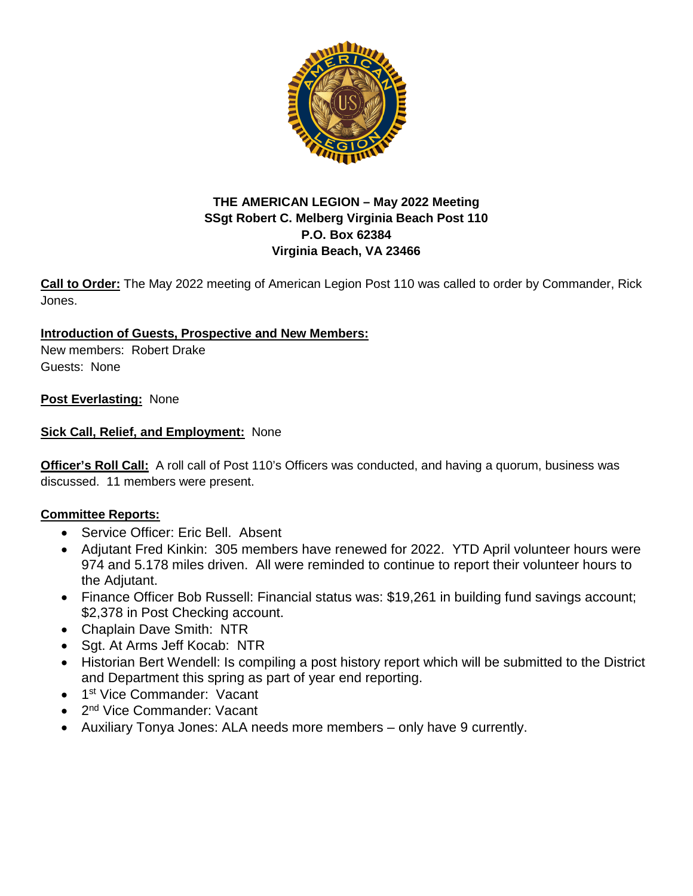**THE AMERICAN LEGION – May 2022 Meeting**
**SSgt Robert C. Melberg Virginia Beach Post 110**
**P.O. Box 62384**
**Virginia Beach, VA 23466**

**Call to Order:** The May 2022 meeting of American Legion Post 110 was called to order by Commander, Rick Jones.

**Introduction of Guests, Prospective and New Members:**
New members: Robert Drake
Guests: None

**Post Everlasting:** None

**Sick Call, Relief, and Employment:** None

**Officer's Roll Call:** A roll call of Post 110's Officers was conducted, and having a quorum, business was discussed. 11 members were present.

**Committee Reports:**

- Service Officer: Eric Bell. Absent
- Adjutant Fred Kinkin: 305 members have renewed for 2022. YTD April volunteer hours were 974 and 5.178 miles driven. All were reminded to continue to report their volunteer hours to the Adjutant.
- Finance Officer Bob Russell: Financial status was: $19,261 in building fund savings account; $2,378 in Post Checking account.
- Chaplain Dave Smith: NTR
- Sgt. At Arms Jeff Kocab: NTR
- Historian Bert Wendell: Is compiling a post history report which will be submitted to the District and Department this spring as part of year end reporting.
- 1st Vice Commander: Vacant
- 2nd Vice Commander: Vacant
- Auxiliary Tonya Jones: ALA needs more members – only have 9 currently.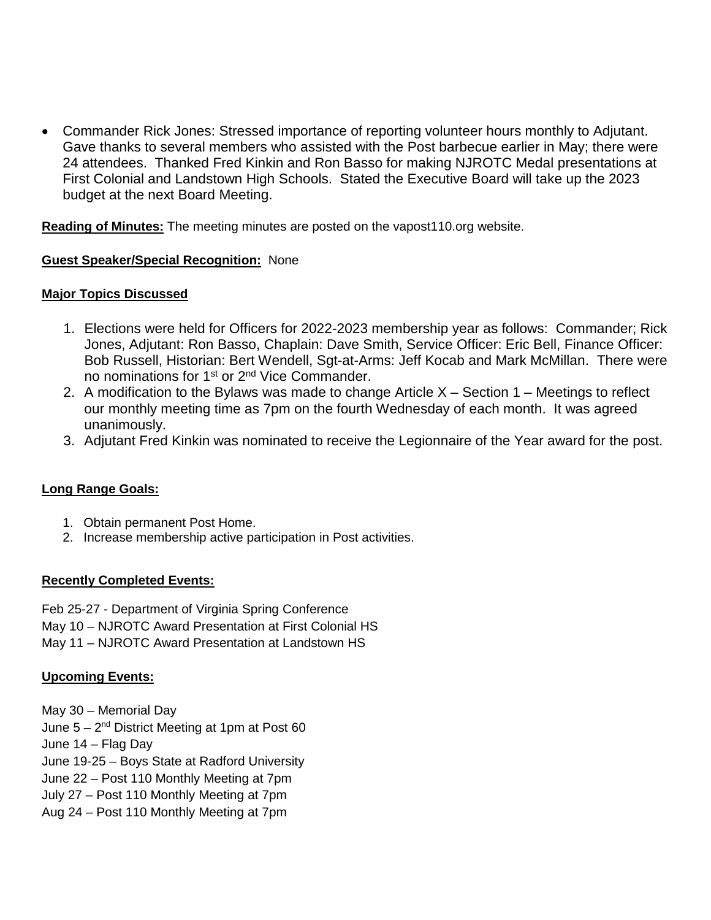- Commander Rick Jones: Stressed importance of reporting volunteer hours monthly to Adjutant. Gave thanks to several members who assisted with the Post barbecue earlier in May; there were 24 attendees. Thanked Fred Kinkin and Ron Basso for making NJROTC Medal presentations at First Colonial and Landstown High Schools. Stated the Executive Board will take up the 2023 budget at the next Board Meeting.

**Reading of Minutes:** The meeting minutes are posted on the vapost110.org website.

**Guest Speaker/Special Recognition:** None

**Major Topics Discussed**

1. Elections were held for Officers for 2022-2023 membership year as follows: Commander; Rick Jones, Adjutant: Ron Basso, Chaplain: Dave Smith, Service Officer: Eric Bell, Finance Officer: Bob Russell, Historian: Bert Wendell, Sgt-at-Arms: Jeff Kocab and Mark McMillan. There were no nominations for 1st or 2nd Vice Commander.
2. A modification to the Bylaws was made to change Article X – Section 1 – Meetings to reflect our monthly meeting time as 7pm on the fourth Wednesday of each month. It was agreed unanimously.
3. Adjutant Fred Kinkin was nominated to receive the Legionnaire of the Year award for the post.

**Long Range Goals:**

1. Obtain permanent Post Home.
2. Increase membership active participation in Post activities.

**Recently Completed Events:**

Feb 25-27 - Department of Virginia Spring Conference
May 10 – NJROTC Award Presentation at First Colonial HS
May 11 – NJROTC Award Presentation at Landstown HS

**Upcoming Events:**

May 30 – Memorial Day
June 5 – 2nd District Meeting at 1pm at Post 60
June 14 – Flag Day
June 19-25 – Boys State at Radford University
June 22 – Post 110 Monthly Meeting at 7pm
July 27 – Post 110 Monthly Meeting at 7pm
Aug 24 – Post 110 Monthly Meeting at 7pm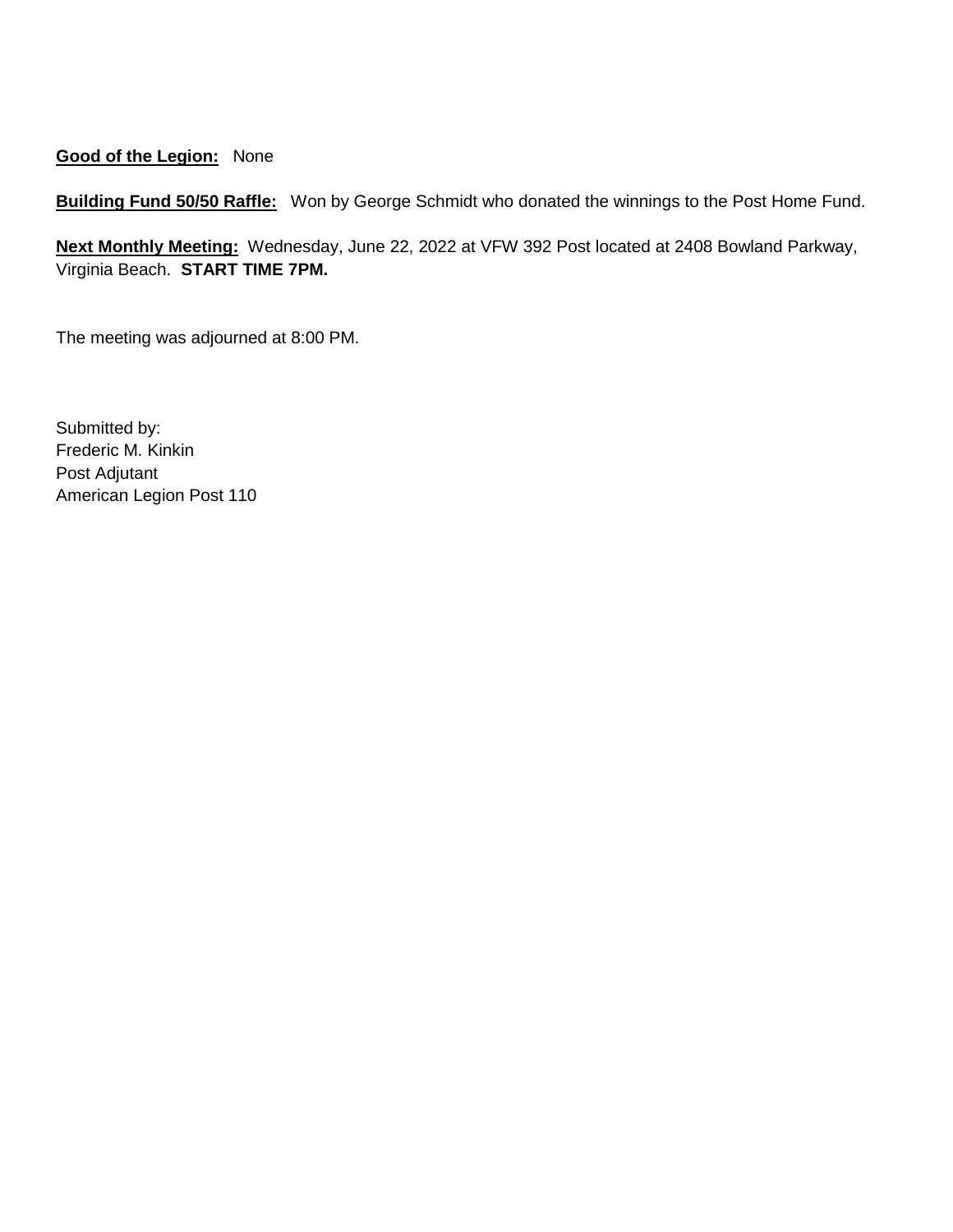**Good of the Legion:** None

**Building Fund 50/50 Raffle:** Won by George Schmidt who donated the winnings to the Post Home Fund.

**Next Monthly Meeting:** Wednesday, June 22, 2022 at VFW 392 Post located at 2408 Bowland Parkway, Virginia Beach. **START TIME 7PM.**

The meeting was adjourned at 8:00 PM.

Submitted by:
Frederic M. Kinkin
Post Adjutant
American Legion Post 110